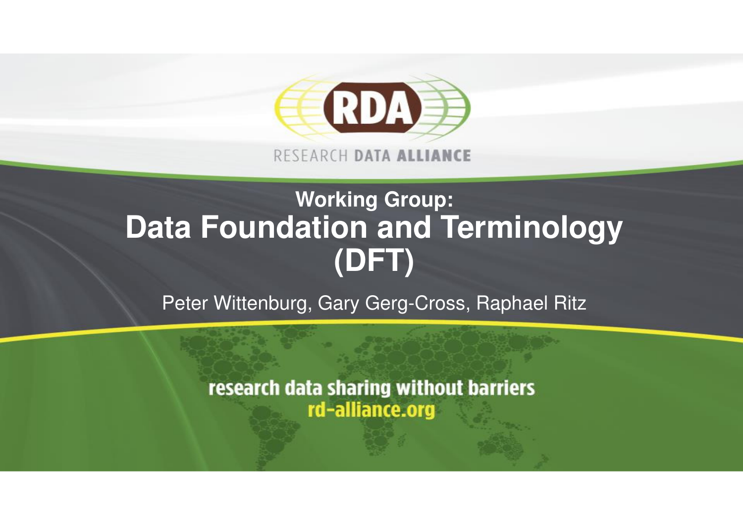RESEARCH DATA ALLIANCE

## Working Group:

# Data Foundation and Terminology (DFT)

Peter Wittenburg, Gary Gerg-Cross, Raphael Ritz

research data sharing without barriers
rd-alliance.org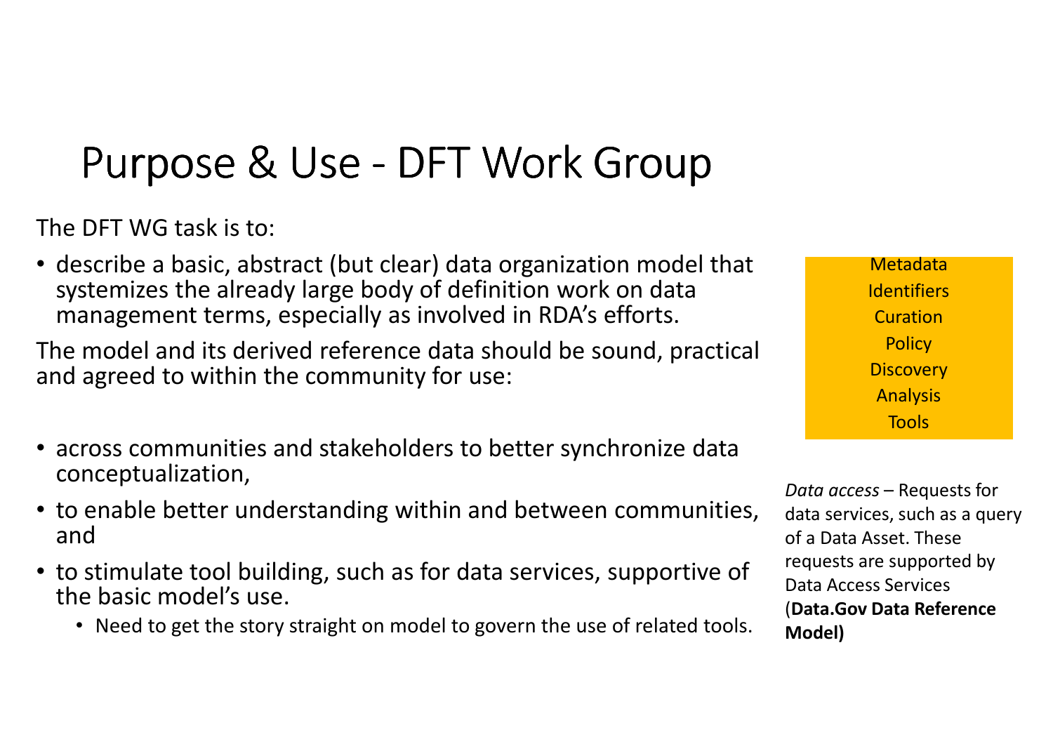# Purpose & Use - DFT Work Group

The DFT WG task is to:

- describe a basic, abstract (but clear) data organization model that systemizes the already large body of definition work on data management terms, especially as involved in RDA's efforts.

The model and its derived reference data should be sound, practical and agreed to within the community for use:

- across communities and stakeholders to better synchronize data conceptualization,
- to enable better understanding within and between communities, and
- to stimulate tool building, such as for data services, supportive of the basic model's use.
  - Need to get the story straight on model to govern the use of related tools.

Metadata
Identifiers
Curation
Policy
Discovery
Analysis
Tools

*Data access* – Requests for data services, such as a query of a Data Asset. These requests are supported by Data Access Services (**Data.Gov Data Reference Model)**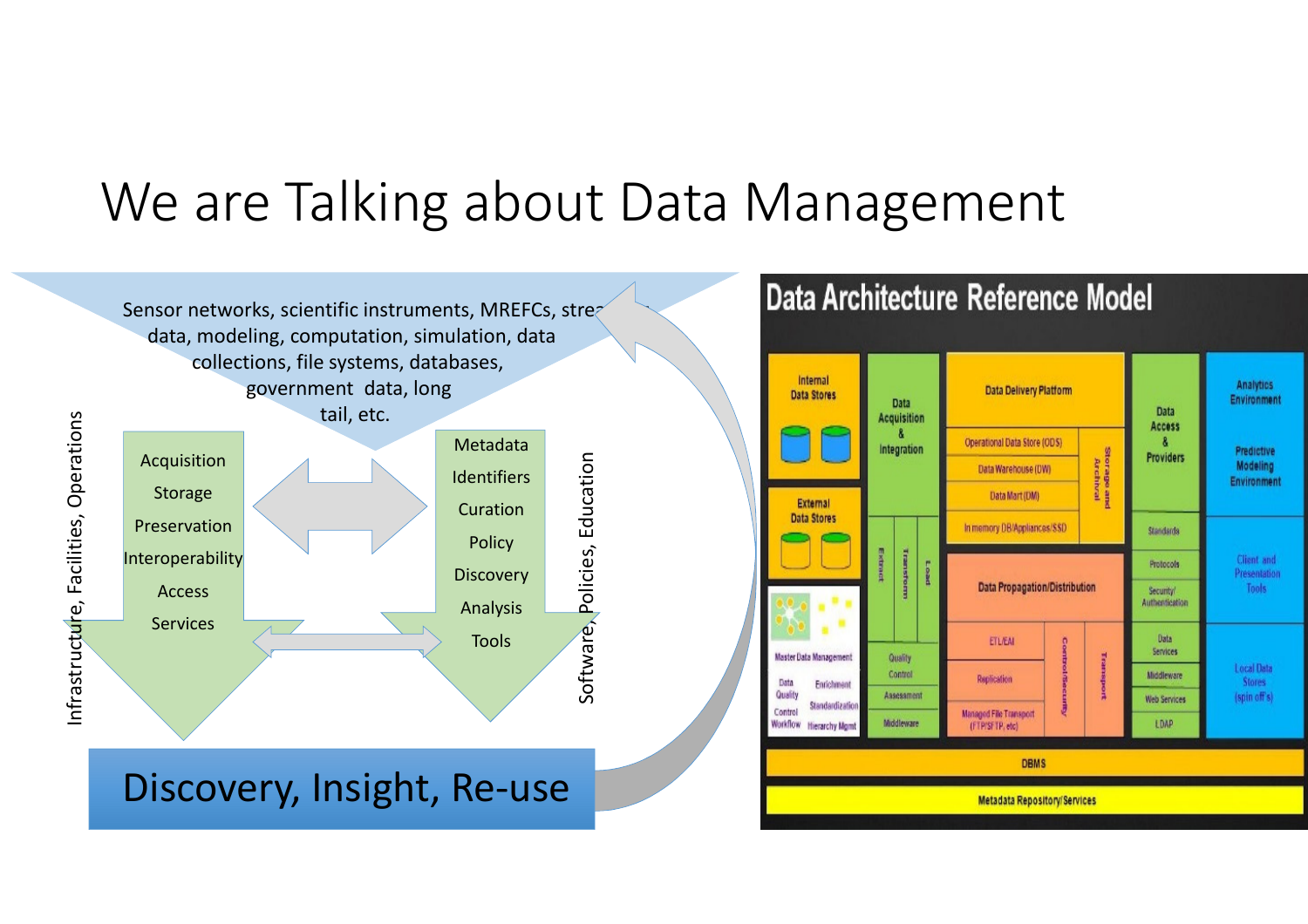# We are Talking about Data Management

Sensor networks, scientific instruments, MREFCs, strea... data, modeling, computation, simulation, data collections, file systems, databases, government data, long tail, etc.

Acquisition
Storage
Preservation
Interoperability
Access
Services

Metadata
Identifiers
Curation
Policy
Discovery
Analysis
Tools

Infrastructure, Facilities, Operations

Software, Policies, Education

Discovery, Insight, Re-use

## Data Architecture Reference Model

- Internal Data Stores
- External Data Stores
- Master Data Management
  - Data Quality
  - Control Workflow
  - Enrichment
  - Standardization
  - Hierarchy Mgmt
- Data Acquisition & Integration
  - Extract
  - Transform
  - Load
  - Quality Control
  - Assessment
  - Middleware
- Data Delivery Platform
  - Operational Data Store (ODS)
  - Data Warehouse (DW)
  - Data Mart (DM)
  - In memory DB/Appliances/SSD
  - Storage and Archival
- Data Propagation/Distribution
  - ETL/EAI
  - Replication
  - Managed File Transport (FTP/SFTP, etc)
  - Control/Security
  - Transport
- Data Access & Providers
  - Standards
  - Protocols
  - Security/Authentication
  - Data Services
  - Middleware
  - Web Services
  - LDAP
- Analytics Environment
- Predictive Modeling Environment
- Client and Presentation Tools
- Local Data Stores (spin off's)
- DBMS
- Metadata Repository/Services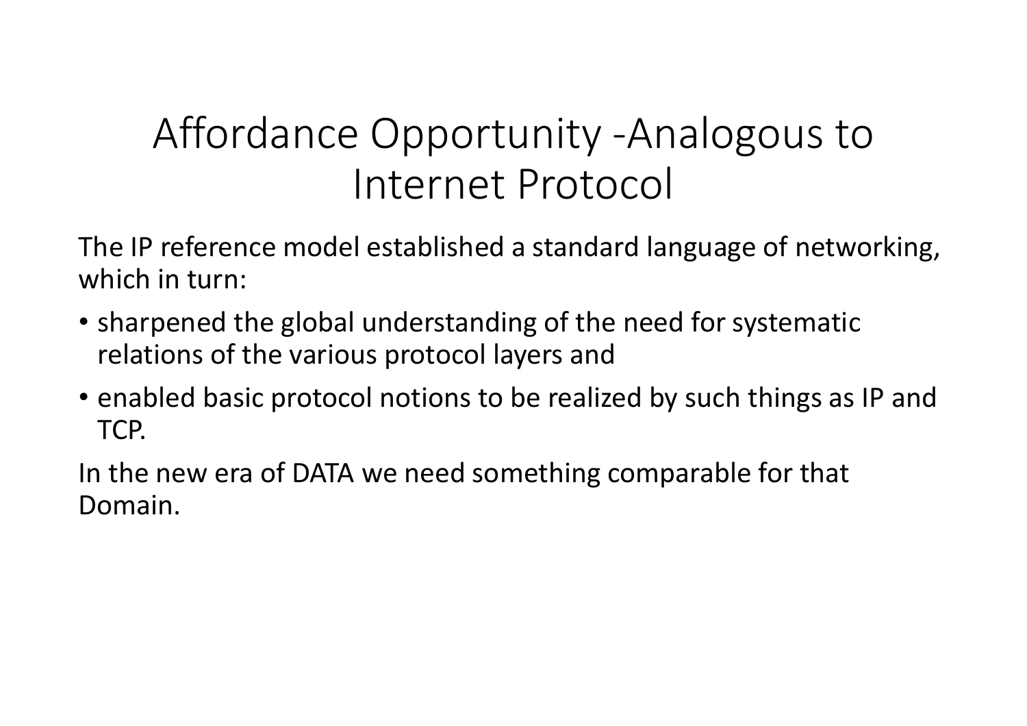# Affordance Opportunity -Analogous to Internet Protocol

The IP reference model established a standard language of networking, which in turn:

- sharpened the global understanding of the need for systematic relations of the various protocol layers and
- enabled basic protocol notions to be realized by such things as IP and TCP.

In the new era of DATA we need something comparable for that Domain.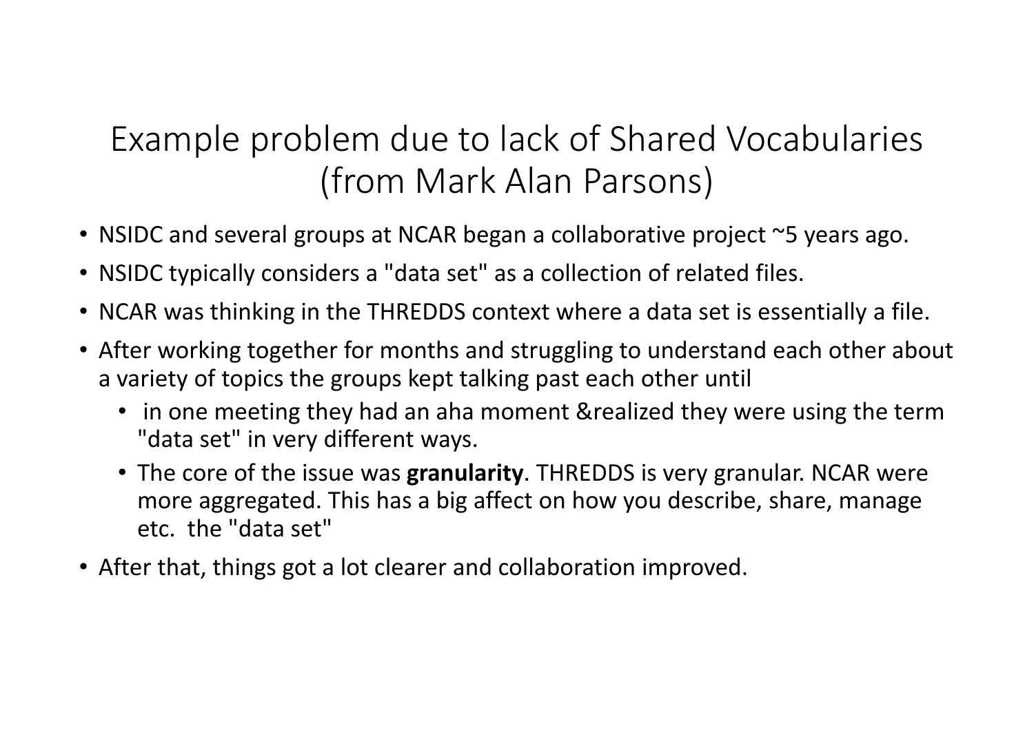# Example problem due to lack of Shared Vocabularies (from Mark Alan Parsons)

- NSIDC and several groups at NCAR began a collaborative project ~5 years ago.
- NSIDC typically considers a "data set" as a collection of related files.
- NCAR was thinking in the THREDDS context where a data set is essentially a file.
- After working together for months and struggling to understand each other about a variety of topics the groups kept talking past each other until
  - in one meeting they had an aha moment &realized they were using the term "data set" in very different ways.
  - The core of the issue was **granularity**. THREDDS is very granular. NCAR were more aggregated. This has a big affect on how you describe, share, manage etc. the "data set"
- After that, things got a lot clearer and collaboration improved.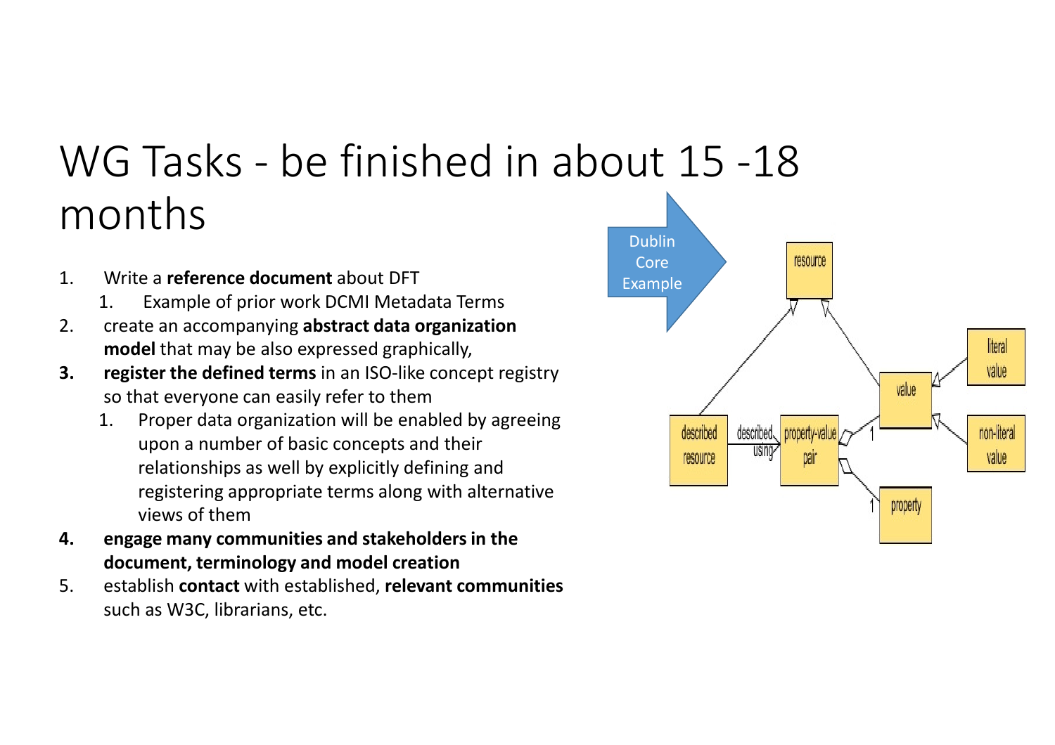# WG Tasks - be finished in about 15 -18 months

1. Write a **reference document** about DFT
   1. Example of prior work DCMI Metadata Terms
2. create an accompanying **abstract data organization model** that may be also expressed graphically,
3. **register the defined terms** in an ISO-like concept registry so that everyone can easily refer to them
   1. Proper data organization will be enabled by agreeing upon a number of basic concepts and their relationships as well by explicitly defining and registering appropriate terms along with alternative views of them
4. **engage many communities and stakeholders in the document, terminology and model creation**
5. establish **contact** with established, **relevant communities** such as W3C, librarians, etc.

Dublin Core Example

resource

described resource — described using → property-value pair

value

literal value

non-literal value

property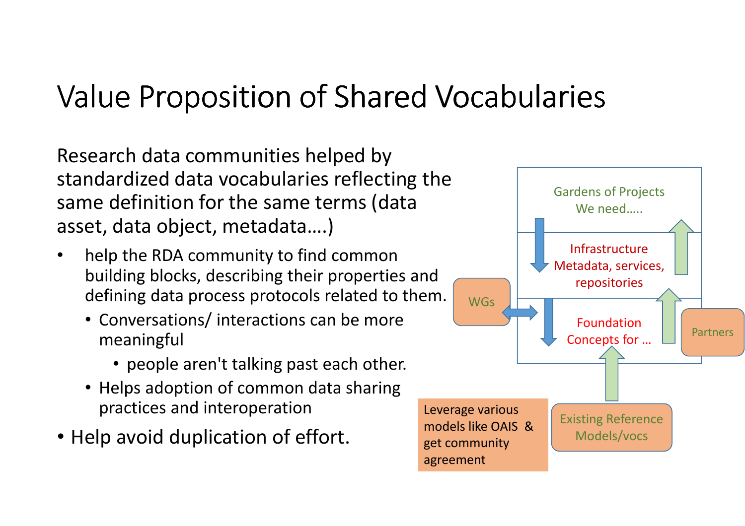# Value Proposition of Shared Vocabularies

Research data communities helped by standardized data vocabularies reflecting the same definition for the same terms (data asset, data object, metadata….)

- help the RDA community to find common building blocks, describing their properties and defining data process protocols related to them.
  - Conversations/ interactions can be more meaningful
    - people aren't talking past each other.
  - Helps adoption of common data sharing practices and interoperation
- Help avoid duplication of effort.

Gardens of Projects We need…..

Infrastructure Metadata, services, repositories

Foundation Concepts for …

WGs

Partners

Existing Reference Models/vocs

Leverage various models like OAIS & get community agreement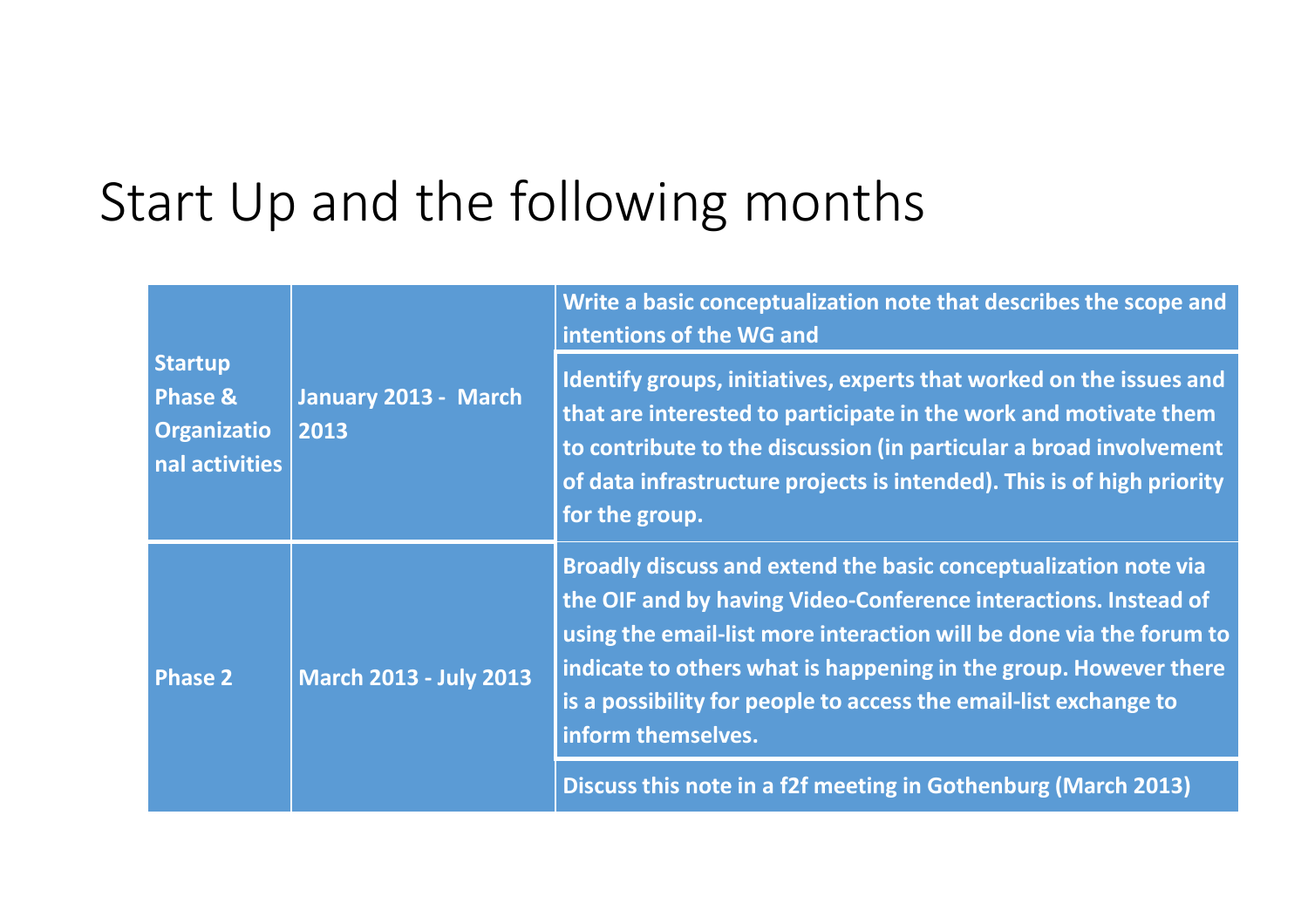# Start Up and the following months

| | | |
|---|---|---|
| **Startup Phase & Organizational activities** | **January 2013 - March 2013** | **Write a basic conceptualization note that describes the scope and intentions of the WG and** |
| | | **Identify groups, initiatives, experts that worked on the issues and that are interested to participate in the work and motivate them to contribute to the discussion (in particular a broad involvement of data infrastructure projects is intended). This is of high priority for the group.** |
| **Phase 2** | **March 2013 - July 2013** | **Broadly discuss and extend the basic conceptualization note via the OIF and by having Video-Conference interactions. Instead of using the email-list more interaction will be done via the forum to indicate to others what is happening in the group. However there is a possibility for people to access the email-list exchange to inform themselves.** |
| | | **Discuss this note in a f2f meeting in Gothenburg (March 2013)** |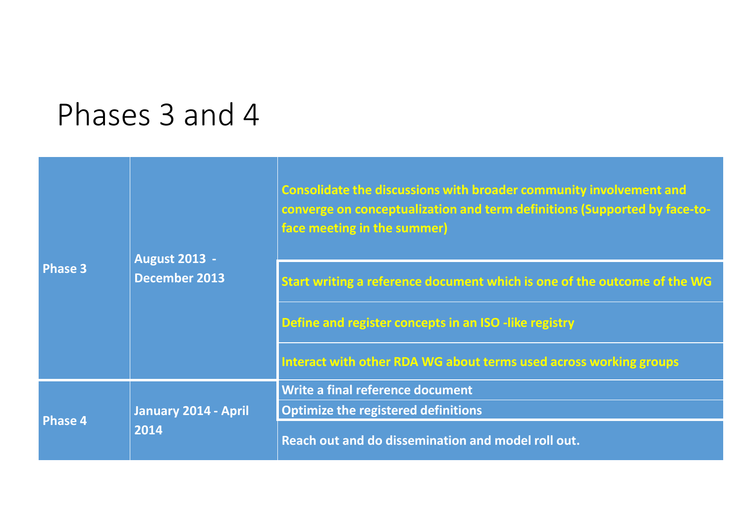# Phases 3 and 4

| Phase | Period | Activities |
| --- | --- | --- |
| **Phase 3** | **August 2013 - December 2013** | **Consolidate the discussions with broader community involvement and converge on conceptualization and term definitions (Supported by face-to-face meeting in the summer)** |
| | | **Start writing a reference document which is one of the outcome of the WG** |
| | | **Define and register concepts in an ISO -like registry** |
| | | **Interact with other RDA WG about terms used across working groups** |
| **Phase 4** | **January 2014 - April 2014** | **Write a final reference document** |
| | | **Optimize the registered definitions** |
| | | **Reach out and do dissemination and model roll out.** |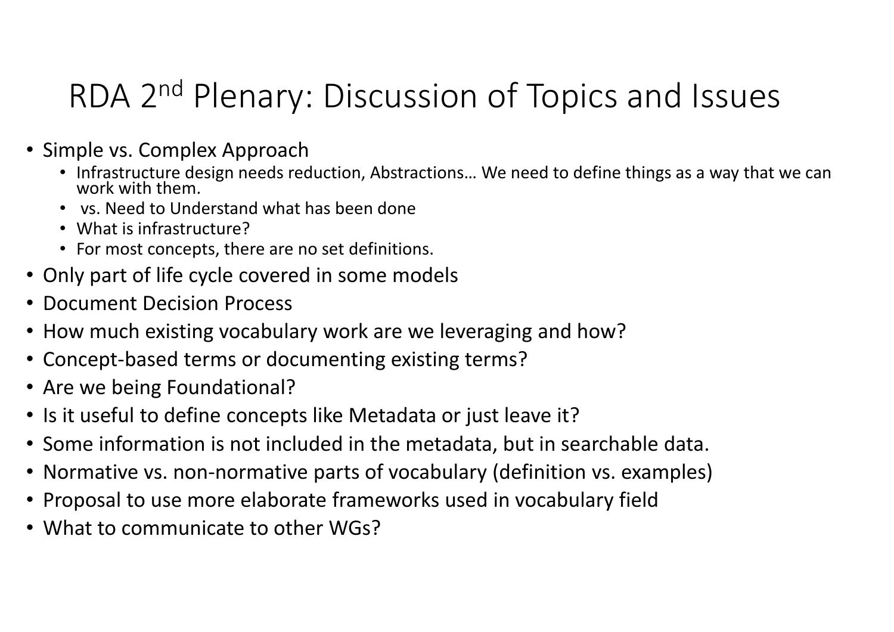# RDA 2nd Plenary: Discussion of Topics and Issues

- Simple vs. Complex Approach
  - Infrastructure design needs reduction, Abstractions… We need to define things as a way that we can work with them.
  - vs. Need to Understand what has been done
  - What is infrastructure?
  - For most concepts, there are no set definitions.
- Only part of life cycle covered in some models
- Document Decision Process
- How much existing vocabulary work are we leveraging and how?
- Concept-based terms or documenting existing terms?
- Are we being Foundational?
- Is it useful to define concepts like Metadata or just leave it?
- Some information is not included in the metadata, but in searchable data.
- Normative vs. non-normative parts of vocabulary (definition vs. examples)
- Proposal to use more elaborate frameworks used in vocabulary field
- What to communicate to other WGs?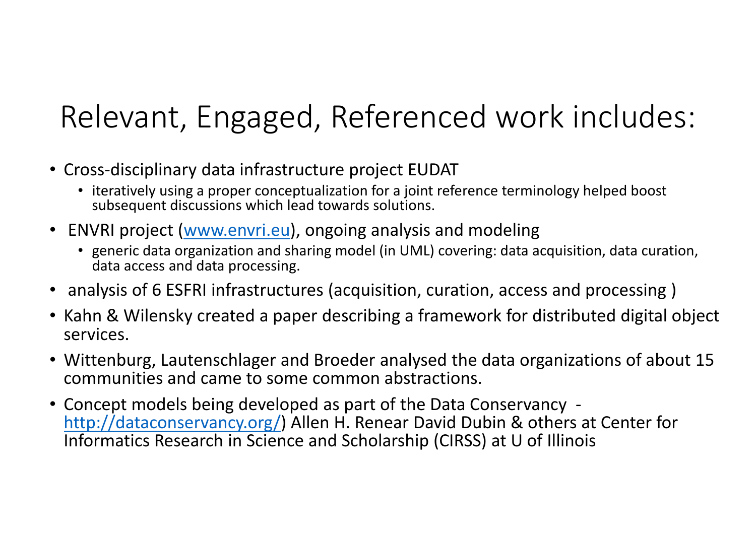# Relevant, Engaged, Referenced work includes:

- Cross-disciplinary data infrastructure project EUDAT
  - iteratively using a proper conceptualization for a joint reference terminology helped boost subsequent discussions which lead towards solutions.
- ENVRI project ([www.envri.eu](www.envri.eu)), ongoing analysis and modeling
  - generic data organization and sharing model (in UML) covering: data acquisition, data curation, data access and data processing.
- analysis of 6 ESFRI infrastructures (acquisition, curation, access and processing )
- Kahn & Wilensky created a paper describing a framework for distributed digital object services.
- Wittenburg, Lautenschlager and Broeder analysed the data organizations of about 15 communities and came to some common abstractions.
- Concept models being developed as part of the Data Conservancy - [http://dataconservancy.org/](http://dataconservancy.org/)) Allen H. Renear David Dubin & others at Center for Informatics Research in Science and Scholarship (CIRSS) at U of Illinois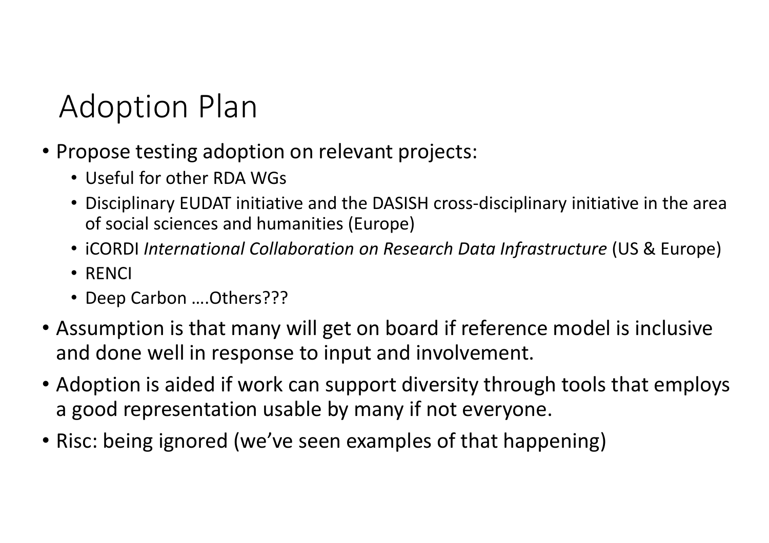# Adoption Plan

- Propose testing adoption on relevant projects:
  - Useful for other RDA WGs
  - Disciplinary EUDAT initiative and the DASISH cross-disciplinary initiative in the area of social sciences and humanities (Europe)
  - iCORDI *International Collaboration on Research Data Infrastructure* (US & Europe)
  - RENCI
  - Deep Carbon ….Others???
- Assumption is that many will get on board if reference model is inclusive and done well in response to input and involvement.
- Adoption is aided if work can support diversity through tools that employs a good representation usable by many if not everyone.
- Risc: being ignored (we've seen examples of that happening)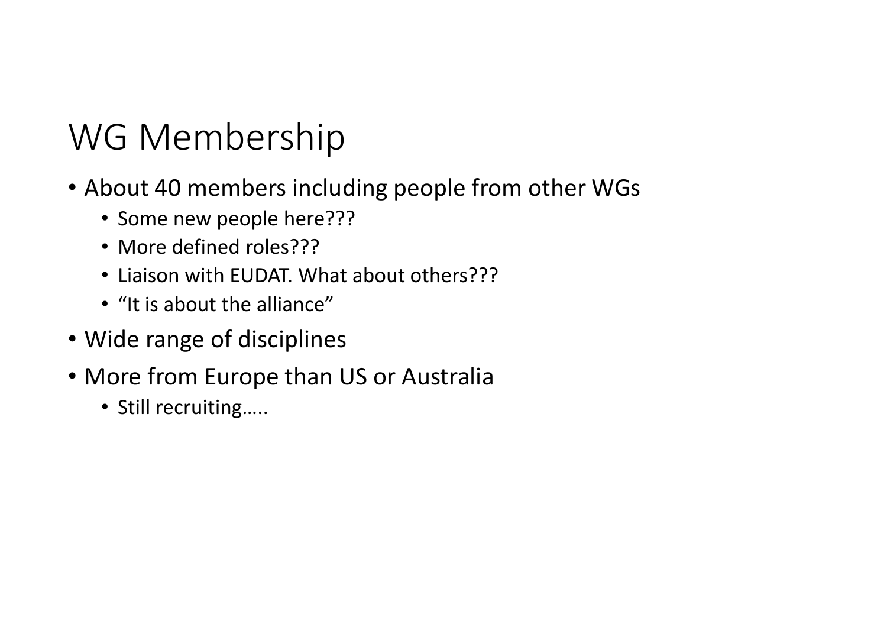# WG Membership

- About 40 members including people from other WGs
  - Some new people here???
  - More defined roles???
  - Liaison with EUDAT. What about others???
  - “It is about the alliance”
- Wide range of disciplines
- More from Europe than US or Australia
  - Still recruiting…..